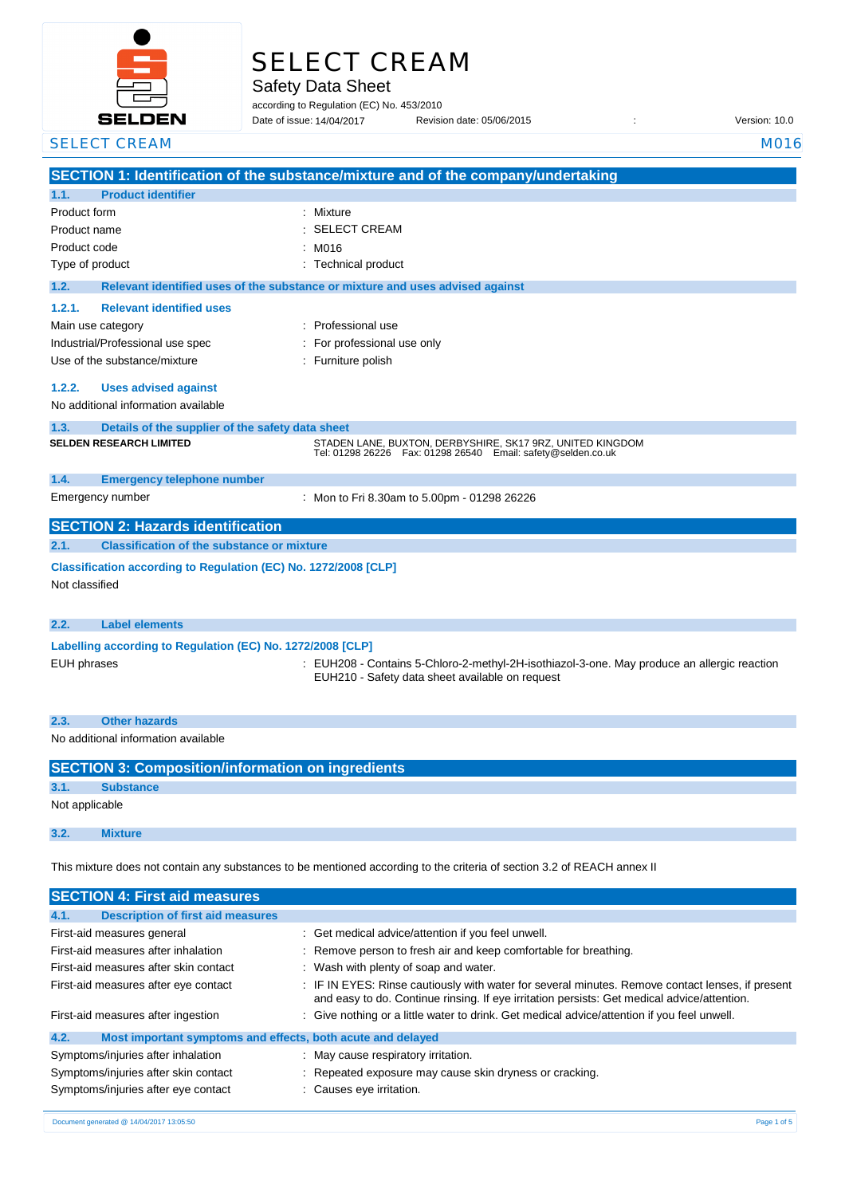# SELECT CREAM

Safety Data Sheet

according to Regulation (EC) No. 453/2010

Date of issue: 14/04/2017 Revision date: 05/06/2015 : Version: 10.0

SELECT CREAM M016

## SECTION 1: Identification of the substance/mixture and of the company/undertaking

### 1.1. Product identifier

| | |
|---|---|
| Product form | : Mixture |
| Product name | : SELECT CREAM |
| Product code | : M016 |
| Type of product | : Technical product |

### 1.2. Relevant identified uses of the substance or mixture and uses advised against

#### 1.2.1. Relevant identified uses

| | |
|---|---|
| Main use category | : Professional use |
| Industrial/Professional use spec | : For professional use only |
| Use of the substance/mixture | : Furniture polish |

#### 1.2.2. Uses advised against

No additional information available

### 1.3. Details of the supplier of the safety data sheet

**SELDEN RESEARCH LIMITED**

STADEN LANE, BUXTON, DERBYSHIRE, SK17 9RZ, UNITED KINGDOM
Tel: 01298 26226 Fax: 01298 26540 Email: safety@selden.co.uk

### 1.4. Emergency telephone number

| | |
|---|---|
| Emergency number | : Mon to Fri 8.30am to 5.00pm - 01298 26226 |

## SECTION 2: Hazards identification

### 2.1. Classification of the substance or mixture

**Classification according to Regulation (EC) No. 1272/2008 [CLP]**

Not classified

### 2.2. Label elements

**Labelling according to Regulation (EC) No. 1272/2008 [CLP]**

| | |
|---|---|
| EUH phrases | : EUH208 - Contains 5-Chloro-2-methyl-2H-isothiazol-3-one. May produce an allergic reaction<br>EUH210 - Safety data sheet available on request |

### 2.3. Other hazards

No additional information available

## SECTION 3: Composition/information on ingredients

### 3.1. Substance

Not applicable

### 3.2. Mixture

This mixture does not contain any substances to be mentioned according to the criteria of section 3.2 of REACH annex II

## SECTION 4: First aid measures

### 4.1. Description of first aid measures

| | |
|---|---|
| First-aid measures general | : Get medical advice/attention if you feel unwell. |
| First-aid measures after inhalation | : Remove person to fresh air and keep comfortable for breathing. |
| First-aid measures after skin contact | : Wash with plenty of soap and water. |
| First-aid measures after eye contact | : IF IN EYES: Rinse cautiously with water for several minutes. Remove contact lenses, if present and easy to do. Continue rinsing. If eye irritation persists: Get medical advice/attention. |
| First-aid measures after ingestion | : Give nothing or a little water to drink. Get medical advice/attention if you feel unwell. |

### 4.2. Most important symptoms and effects, both acute and delayed

| | |
|---|---|
| Symptoms/injuries after inhalation | : May cause respiratory irritation. |
| Symptoms/injuries after skin contact | : Repeated exposure may cause skin dryness or cracking. |
| Symptoms/injuries after eye contact | : Causes eye irritation. |

Document generated @ 14/04/2017 13:05:50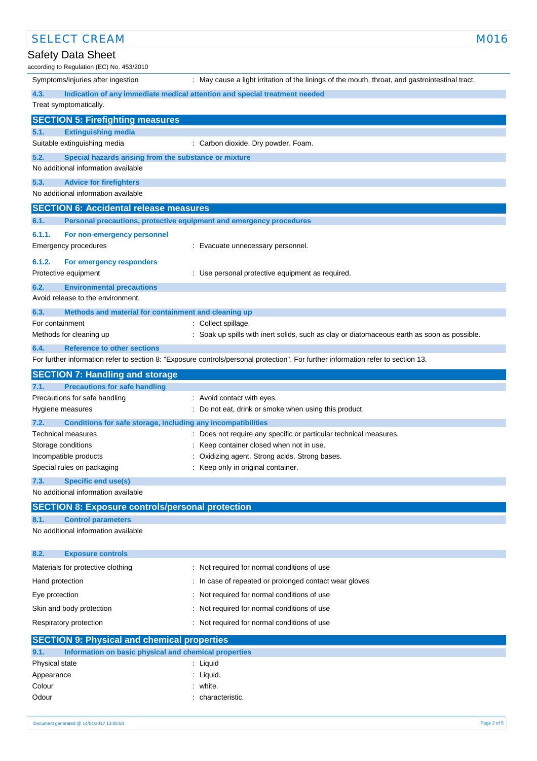Symptoms/injuries after ingestion : May cause a light irritation of the linings of the mouth, throat, and gastrointestinal tract.

### 4.3. Indication of any immediate medical attention and special treatment needed

Treat symptomatically.

## SECTION 5: Firefighting measures

### 5.1. Extinguishing media

Suitable extinguishing media : Carbon dioxide. Dry powder. Foam.

### 5.2. Special hazards arising from the substance or mixture

No additional information available

### 5.3. Advice for firefighters

No additional information available

## SECTION 6: Accidental release measures

### 6.1. Personal precautions, protective equipment and emergency procedures

#### 6.1.1. For non-emergency personnel

Emergency procedures : Evacuate unnecessary personnel.

#### 6.1.2. For emergency responders

Protective equipment : Use personal protective equipment as required.

### 6.2. Environmental precautions

Avoid release to the environment.

### 6.3. Methods and material for containment and cleaning up

For containment : Collect spillage.

Methods for cleaning up : Soak up spills with inert solids, such as clay or diatomaceous earth as soon as possible.

### 6.4. Reference to other sections

For further information refer to section 8: "Exposure controls/personal protection". For further information refer to section 13.

## SECTION 7: Handling and storage

### 7.1. Precautions for safe handling

Precautions for safe handling : Avoid contact with eyes.

Hygiene measures : Do not eat, drink or smoke when using this product.

### 7.2. Conditions for safe storage, including any incompatibilities

Technical measures : Does not require any specific or particular technical measures.

Storage conditions : Keep container closed when not in use.

Incompatible products : Oxidizing agent. Strong acids. Strong bases.

Special rules on packaging : Keep only in original container.

### 7.3. Specific end use(s)

No additional information available

## SECTION 8: Exposure controls/personal protection

### 8.1. Control parameters

No additional information available

### 8.2. Exposure controls

Materials for protective clothing : Not required for normal conditions of use

Hand protection : In case of repeated or prolonged contact wear gloves

Eye protection : Not required for normal conditions of use

Skin and body protection : Not required for normal conditions of use

Respiratory protection : Not required for normal conditions of use

## SECTION 9: Physical and chemical properties

### 9.1. Information on basic physical and chemical properties

Physical state : Liquid

Appearance : Liquid.

Colour : white.

Odour : characteristic.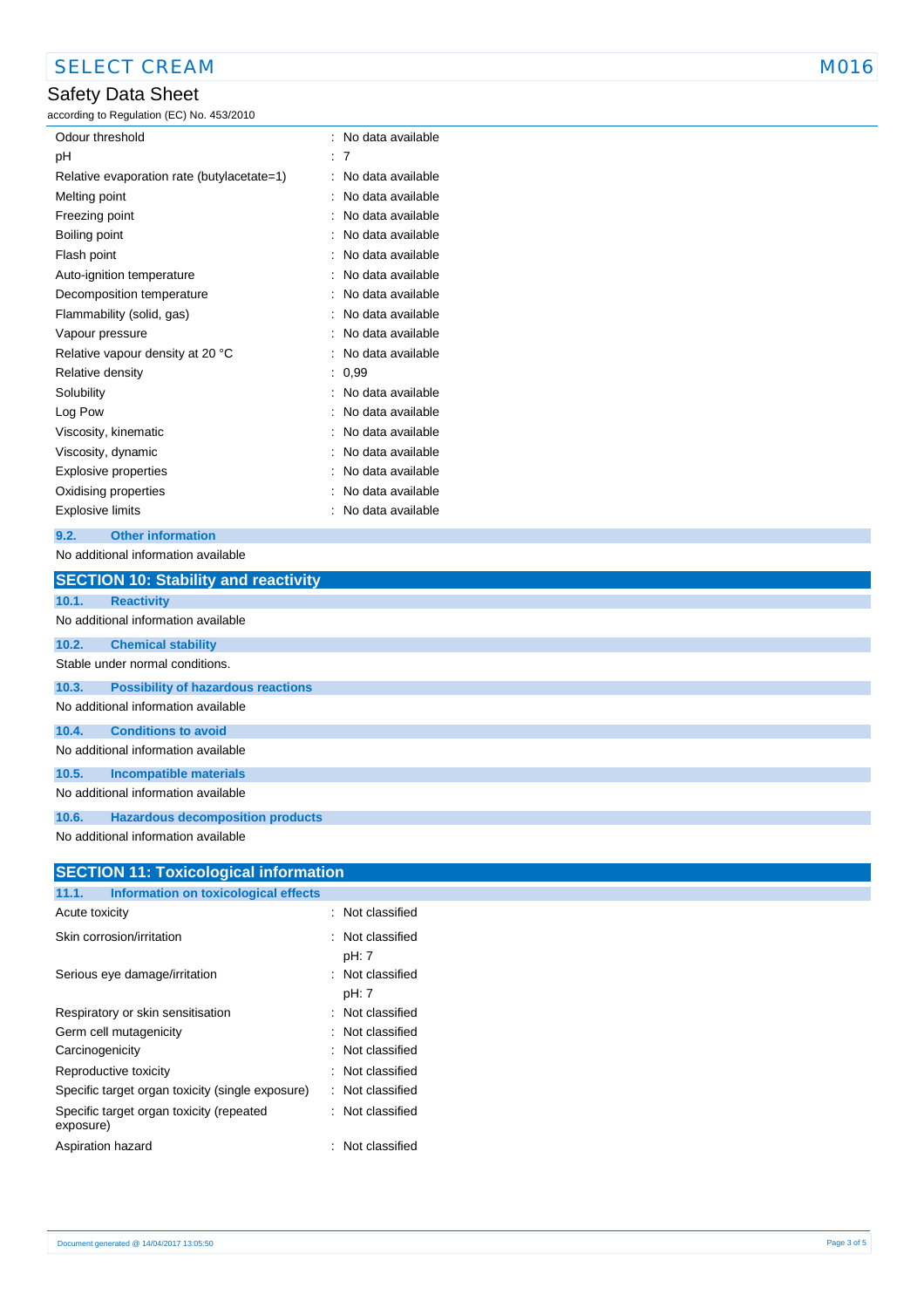| | |
|---|---|
| Odour threshold | : No data available |
| pH | : 7 |
| Relative evaporation rate (butylacetate=1) | : No data available |
| Melting point | : No data available |
| Freezing point | : No data available |
| Boiling point | : No data available |
| Flash point | : No data available |
| Auto-ignition temperature | : No data available |
| Decomposition temperature | : No data available |
| Flammability (solid, gas) | : No data available |
| Vapour pressure | : No data available |
| Relative vapour density at 20 °C | : No data available |
| Relative density | : 0,99 |
| Solubility | : No data available |
| Log Pow | : No data available |
| Viscosity, kinematic | : No data available |
| Viscosity, dynamic | : No data available |
| Explosive properties | : No data available |
| Oxidising properties | : No data available |
| Explosive limits | : No data available |

### 9.2. Other information

No additional information available

## SECTION 10: Stability and reactivity

### 10.1. Reactivity

No additional information available

### 10.2. Chemical stability

Stable under normal conditions.

### 10.3. Possibility of hazardous reactions

No additional information available

### 10.4. Conditions to avoid

No additional information available

### 10.5. Incompatible materials

No additional information available

### 10.6. Hazardous decomposition products

No additional information available

## SECTION 11: Toxicological information

### 11.1. Information on toxicological effects

| | |
|---|---|
| Acute toxicity | : Not classified |
| Skin corrosion/irritation | : Not classified<br>pH: 7 |
| Serious eye damage/irritation | : Not classified<br>pH: 7 |
| Respiratory or skin sensitisation | : Not classified |
| Germ cell mutagenicity | : Not classified |
| Carcinogenicity | : Not classified |
| Reproductive toxicity | : Not classified |
| Specific target organ toxicity (single exposure) | : Not classified |
| Specific target organ toxicity (repeated exposure) | : Not classified |
| Aspiration hazard | : Not classified |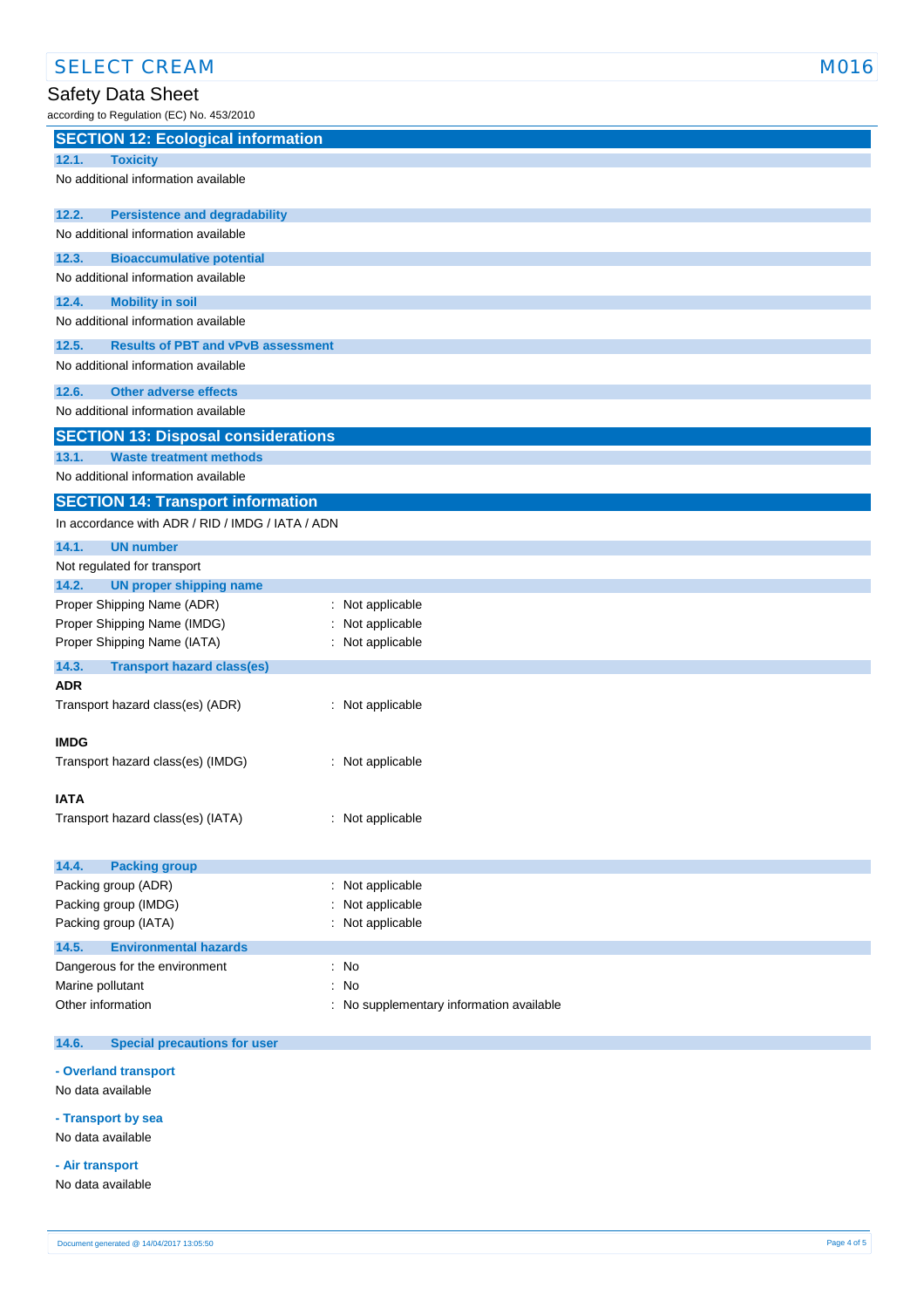## SECTION 12: Ecological information

### 12.1. Toxicity

No additional information available

### 12.2. Persistence and degradability

No additional information available

### 12.3. Bioaccumulative potential

No additional information available

### 12.4. Mobility in soil

No additional information available

### 12.5. Results of PBT and vPvB assessment

No additional information available

### 12.6. Other adverse effects

No additional information available

## SECTION 13: Disposal considerations

### 13.1. Waste treatment methods

No additional information available

## SECTION 14: Transport information

In accordance with ADR / RID / IMDG / IATA / ADN

### 14.1. UN number

Not regulated for transport

### 14.2. UN proper shipping name

Proper Shipping Name (ADR) : Not applicable
Proper Shipping Name (IMDG) : Not applicable
Proper Shipping Name (IATA) : Not applicable

### 14.3. Transport hazard class(es)

**ADR**

Transport hazard class(es) (ADR) : Not applicable

**IMDG**

Transport hazard class(es) (IMDG) : Not applicable

**IATA**

Transport hazard class(es) (IATA) : Not applicable

### 14.4. Packing group

Packing group (ADR) : Not applicable
Packing group (IMDG) : Not applicable
Packing group (IATA) : Not applicable

### 14.5. Environmental hazards

Dangerous for the environment : No
Marine pollutant : No
Other information : No supplementary information available

### 14.6. Special precautions for user

**- Overland transport**

No data available

**- Transport by sea**

No data available

**- Air transport**

No data available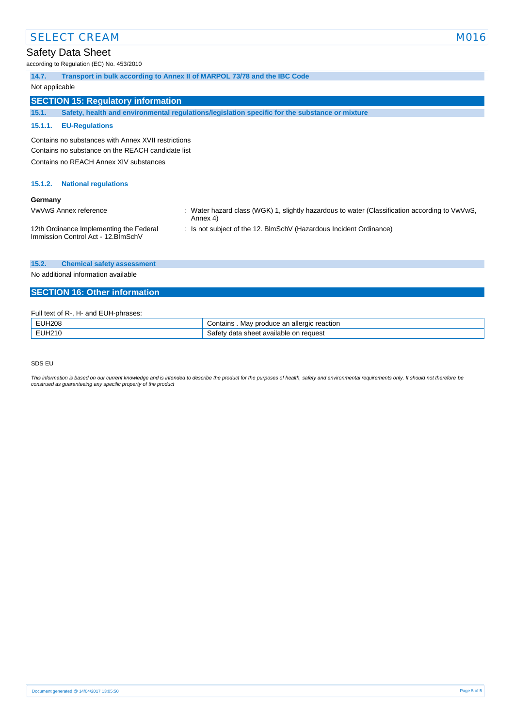#### 14.7. Transport in bulk according to Annex II of MARPOL 73/78 and the IBC Code

Not applicable

## SECTION 15: Regulatory information

### 15.1. Safety, health and environmental regulations/legislation specific for the substance or mixture

#### 15.1.1. EU-Regulations

Contains no substances with Annex XVII restrictions

Contains no substance on the REACH candidate list

Contains no REACH Annex XIV substances

#### 15.1.2. National regulations

**Germany**

| | |
|---|---|
| VwVwS Annex reference | : Water hazard class (WGK) 1, slightly hazardous to water (Classification according to VwVwS, Annex 4) |
| 12th Ordinance Implementing the Federal Immission Control Act - 12.BImSchV | : Is not subject of the 12. BlmSchV (Hazardous Incident Ordinance) |

### 15.2. Chemical safety assessment

No additional information available

## SECTION 16: Other information

Full text of R-, H- and EUH-phrases:

| | |
|---|---|
| EUH208 | Contains . May produce an allergic reaction |
| EUH210 | Safety data sheet available on request |

SDS EU

*This information is based on our current knowledge and is intended to describe the product for the purposes of health, safety and environmental requirements only. It should not therefore be construed as guaranteeing any specific property of the product*